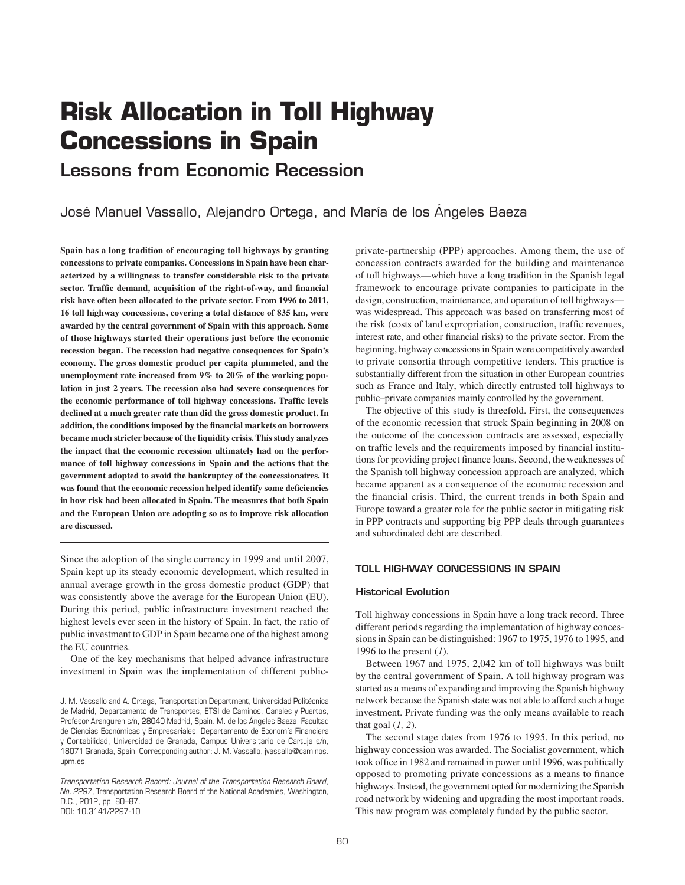# Risk Allocation in Toll Highway Concessions in Spain

## Lessons from Economic Recession

José Manuel Vassallo, Alejandro Ortega, and María de los Ángeles Baeza

**Spain has a long tradition of encouraging toll highways by granting concessions to private companies. Concessions in Spain have been characterized by a willingness to transfer considerable risk to the private sector. Traffic demand, acquisition of the right-of-way, and financial risk have often been allocated to the private sector. From 1996 to 2011, 16 toll highway concessions, covering a total distance of 835 km, were awarded by the central government of Spain with this approach. Some of those highways started their operations just before the economic recession began. The recession had negative consequences for Spain's economy. The gross domestic product per capita plummeted, and the unemployment rate increased from 9% to 20% of the working population in just 2 years. The recession also had severe consequences for the economic performance of toll highway concessions. Traffic levels declined at a much greater rate than did the gross domestic product. In addition, the conditions imposed by the financial markets on borrowers became much stricter because of the liquidity crisis. This study analyzes the impact that the economic recession ultimately had on the performance of toll highway concessions in Spain and the actions that the government adopted to avoid the bankruptcy of the concessionaires. It was found that the economic recession helped identify some deficiencies in how risk had been allocated in Spain. The measures that both Spain and the European Union are adopting so as to improve risk allocation are discussed.**

Since the adoption of the single currency in 1999 and until 2007, Spain kept up its steady economic development, which resulted in annual average growth in the gross domestic product (GDP) that was consistently above the average for the European Union (EU). During this period, public infrastructure investment reached the highest levels ever seen in the history of Spain. In fact, the ratio of public investment to GDP in Spain became one of the highest among the EU countries.

One of the key mechanisms that helped advance infrastructure investment in Spain was the implementation of different public-private-partnership (PPP) approaches. Among them, the use of concession contracts awarded for the building and maintenance of toll highways—which have a long tradition in the Spanish legal framework to encourage private companies to participate in the design, construction, maintenance, and operation of toll highways—was widespread. This approach was based on transferring most of the risk (costs of land expropriation, construction, traffic revenues, interest rate, and other financial risks) to the private sector. From the beginning, highway concessions in Spain were competitively awarded to private consortia through competitive tenders. This practice is substantially different from the situation in other European countries such as France and Italy, which directly entrusted toll highways to public–private companies mainly controlled by the government.

The objective of this study is threefold. First, the consequences of the economic recession that struck Spain beginning in 2008 on the outcome of the concession contracts are assessed, especially on traffic levels and the requirements imposed by financial institutions for providing project finance loans. Second, the weaknesses of the Spanish toll highway concession approach are analyzed, which became apparent as a consequence of the economic recession and the financial crisis. Third, the current trends in both Spain and Europe toward a greater role for the public sector in mitigating risk in PPP contracts and supporting big PPP deals through guarantees and subordinated debt are described.

## TOLL HIGHWAY CONCESSIONS IN SPAIN

### Historical Evolution

Toll highway concessions in Spain have a long track record. Three different periods regarding the implementation of highway concessions in Spain can be distinguished: 1967 to 1975, 1976 to 1995, and 1996 to the present (*1*).

Between 1967 and 1975, 2,042 km of toll highways was built by the central government of Spain. A toll highway program was started as a means of expanding and improving the Spanish highway network because the Spanish state was not able to afford such a huge investment. Private funding was the only means available to reach that goal (*1, 2*).

The second stage dates from 1976 to 1995. In this period, no highway concession was awarded. The Socialist government, which took office in 1982 and remained in power until 1996, was politically opposed to promoting private concessions as a means to finance highways. Instead, the government opted for modernizing the Spanish road network by widening and upgrading the most important roads. This new program was completely funded by the public sector.

J. M. Vassallo and A. Ortega, Transportation Department, Universidad Politécnica de Madrid, Departamento de Transportes, ETSI de Caminos, Canales y Puertos, Profesor Aranguren s/n, 28040 Madrid, Spain. M. de los Ángeles Baeza, Facultad de Ciencias Económicas y Empresariales, Departamento de Economía Financiera y Contabilidad, Universidad de Granada, Campus Universitario de Cartuja s/n, 18071 Granada, Spain. Corresponding author: J. M. Vassallo, jvassallo@caminos.upm.es.

*Transportation Research Record: Journal of the Transportation Research Board, No. 2297*, Transportation Research Board of the National Academies, Washington, D.C., 2012, pp. 80–87.
DOI: 10.3141/2297-10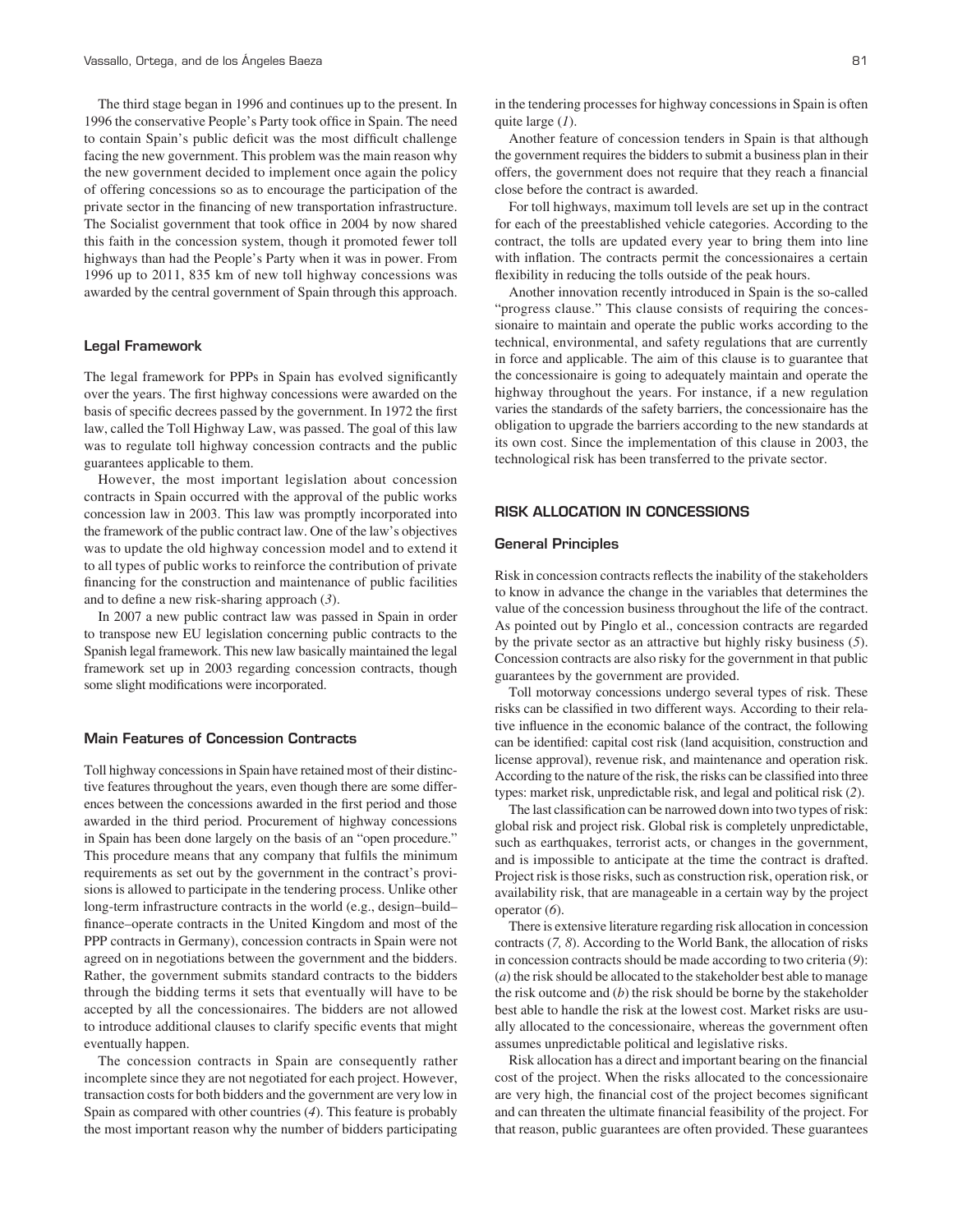The third stage began in 1996 and continues up to the present. In 1996 the conservative People's Party took office in Spain. The need to contain Spain's public deficit was the most difficult challenge facing the new government. This problem was the main reason why the new government decided to implement once again the policy of offering concessions so as to encourage the participation of the private sector in the financing of new transportation infrastructure. The Socialist government that took office in 2004 by now shared this faith in the concession system, though it promoted fewer toll highways than had the People's Party when it was in power. From 1996 up to 2011, 835 km of new toll highway concessions was awarded by the central government of Spain through this approach.

### Legal Framework

The legal framework for PPPs in Spain has evolved significantly over the years. The first highway concessions were awarded on the basis of specific decrees passed by the government. In 1972 the first law, called the Toll Highway Law, was passed. The goal of this law was to regulate toll highway concession contracts and the public guarantees applicable to them.

However, the most important legislation about concession contracts in Spain occurred with the approval of the public works concession law in 2003. This law was promptly incorporated into the framework of the public contract law. One of the law's objectives was to update the old highway concession model and to extend it to all types of public works to reinforce the contribution of private financing for the construction and maintenance of public facilities and to define a new risk-sharing approach (*3*).

In 2007 a new public contract law was passed in Spain in order to transpose new EU legislation concerning public contracts to the Spanish legal framework. This new law basically maintained the legal framework set up in 2003 regarding concession contracts, though some slight modifications were incorporated.

### Main Features of Concession Contracts

Toll highway concessions in Spain have retained most of their distinctive features throughout the years, even though there are some differences between the concessions awarded in the first period and those awarded in the third period. Procurement of highway concessions in Spain has been done largely on the basis of an "open procedure." This procedure means that any company that fulfils the minimum requirements as set out by the government in the contract's provisions is allowed to participate in the tendering process. Unlike other long-term infrastructure contracts in the world (e.g., design–build–finance–operate contracts in the United Kingdom and most of the PPP contracts in Germany), concession contracts in Spain were not agreed on in negotiations between the government and the bidders. Rather, the government submits standard contracts to the bidders through the bidding terms it sets that eventually will have to be accepted by all the concessionaires. The bidders are not allowed to introduce additional clauses to clarify specific events that might eventually happen.

The concession contracts in Spain are consequently rather incomplete since they are not negotiated for each project. However, transaction costs for both bidders and the government are very low in Spain as compared with other countries (*4*). This feature is probably the most important reason why the number of bidders participating in the tendering processes for highway concessions in Spain is often quite large (*1*).

Another feature of concession tenders in Spain is that although the government requires the bidders to submit a business plan in their offers, the government does not require that they reach a financial close before the contract is awarded.

For toll highways, maximum toll levels are set up in the contract for each of the preestablished vehicle categories. According to the contract, the tolls are updated every year to bring them into line with inflation. The contracts permit the concessionaires a certain flexibility in reducing the tolls outside of the peak hours.

Another innovation recently introduced in Spain is the so-called "progress clause." This clause consists of requiring the concessionaire to maintain and operate the public works according to the technical, environmental, and safety regulations that are currently in force and applicable. The aim of this clause is to guarantee that the concessionaire is going to adequately maintain and operate the highway throughout the years. For instance, if a new regulation varies the standards of the safety barriers, the concessionaire has the obligation to upgrade the barriers according to the new standards at its own cost. Since the implementation of this clause in 2003, the technological risk has been transferred to the private sector.

## RISK ALLOCATION IN CONCESSIONS

### General Principles

Risk in concession contracts reflects the inability of the stakeholders to know in advance the change in the variables that determines the value of the concession business throughout the life of the contract. As pointed out by Pinglo et al., concession contracts are regarded by the private sector as an attractive but highly risky business (*5*). Concession contracts are also risky for the government in that public guarantees by the government are provided.

Toll motorway concessions undergo several types of risk. These risks can be classified in two different ways. According to their relative influence in the economic balance of the contract, the following can be identified: capital cost risk (land acquisition, construction and license approval), revenue risk, and maintenance and operation risk. According to the nature of the risk, the risks can be classified into three types: market risk, unpredictable risk, and legal and political risk (*2*).

The last classification can be narrowed down into two types of risk: global risk and project risk. Global risk is completely unpredictable, such as earthquakes, terrorist acts, or changes in the government, and is impossible to anticipate at the time the contract is drafted. Project risk is those risks, such as construction risk, operation risk, or availability risk, that are manageable in a certain way by the project operator (*6*).

There is extensive literature regarding risk allocation in concession contracts (*7, 8*). According to the World Bank, the allocation of risks in concession contracts should be made according to two criteria (*9*): (*a*) the risk should be allocated to the stakeholder best able to manage the risk outcome and (*b*) the risk should be borne by the stakeholder best able to handle the risk at the lowest cost. Market risks are usually allocated to the concessionaire, whereas the government often assumes unpredictable political and legislative risks.

Risk allocation has a direct and important bearing on the financial cost of the project. When the risks allocated to the concessionaire are very high, the financial cost of the project becomes significant and can threaten the ultimate financial feasibility of the project. For that reason, public guarantees are often provided. These guarantees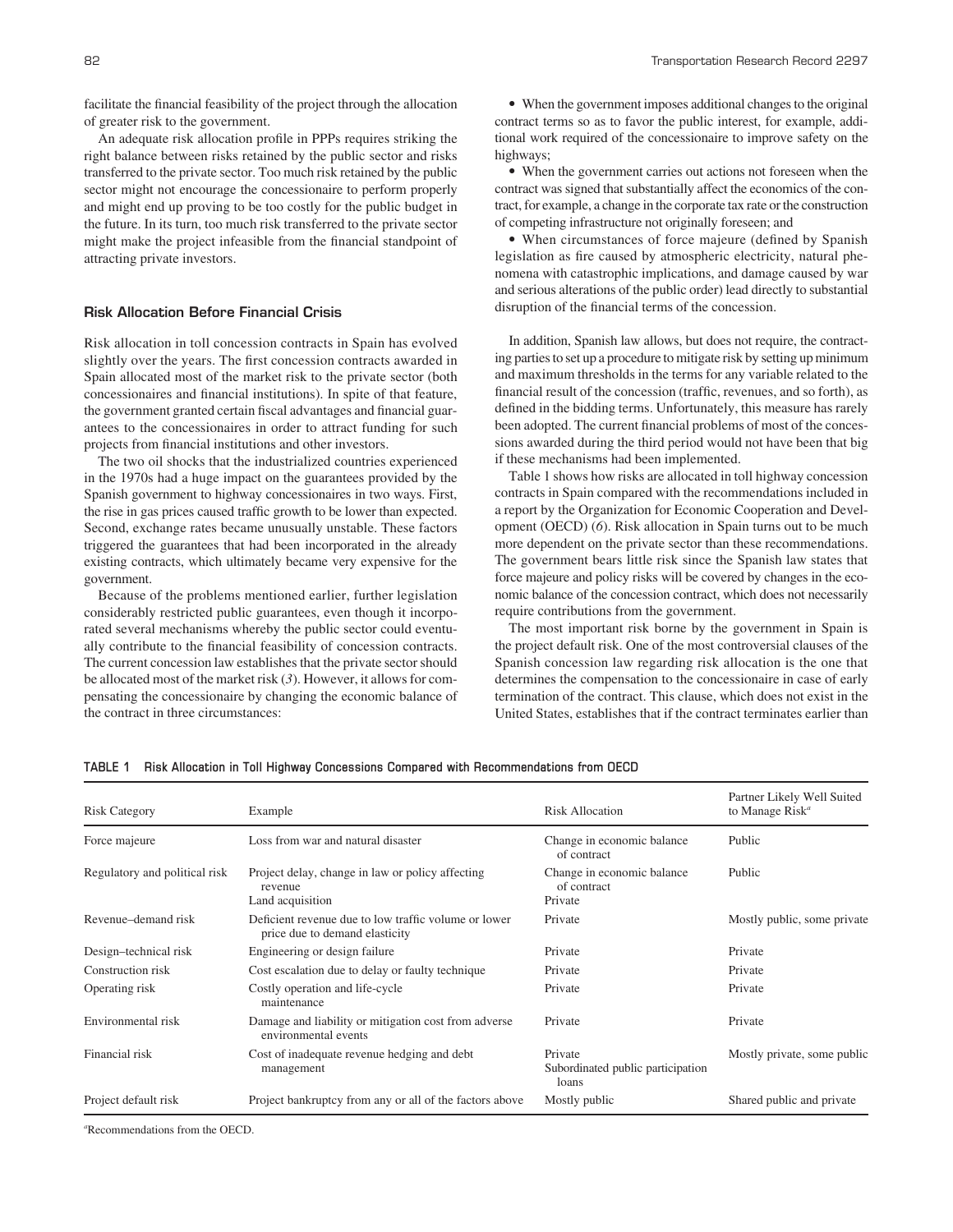facilitate the financial feasibility of the project through the allocation of greater risk to the government.

An adequate risk allocation profile in PPPs requires striking the right balance between risks retained by the public sector and risks transferred to the private sector. Too much risk retained by the public sector might not encourage the concessionaire to perform properly and might end up proving to be too costly for the public budget in the future. In its turn, too much risk transferred to the private sector might make the project infeasible from the financial standpoint of attracting private investors.

## Risk Allocation Before Financial Crisis

Risk allocation in toll concession contracts in Spain has evolved slightly over the years. The first concession contracts awarded in Spain allocated most of the market risk to the private sector (both concessionaires and financial institutions). In spite of that feature, the government granted certain fiscal advantages and financial guarantees to the concessionaires in order to attract funding for such projects from financial institutions and other investors.

The two oil shocks that the industrialized countries experienced in the 1970s had a huge impact on the guarantees provided by the Spanish government to highway concessionaires in two ways. First, the rise in gas prices caused traffic growth to be lower than expected. Second, exchange rates became unusually unstable. These factors triggered the guarantees that had been incorporated in the already existing contracts, which ultimately became very expensive for the government.

Because of the problems mentioned earlier, further legislation considerably restricted public guarantees, even though it incorporated several mechanisms whereby the public sector could eventually contribute to the financial feasibility of concession contracts. The current concession law establishes that the private sector should be allocated most of the market risk (*3*). However, it allows for compensating the concessionaire by changing the economic balance of the contract in three circumstances:

- When the government imposes additional changes to the original contract terms so as to favor the public interest, for example, additional work required of the concessionaire to improve safety on the highways;
- When the government carries out actions not foreseen when the contract was signed that substantially affect the economics of the contract, for example, a change in the corporate tax rate or the construction of competing infrastructure not originally foreseen; and
- When circumstances of force majeure (defined by Spanish legislation as fire caused by atmospheric electricity, natural phenomena with catastrophic implications, and damage caused by war and serious alterations of the public order) lead directly to substantial disruption of the financial terms of the concession.

In addition, Spanish law allows, but does not require, the contracting parties to set up a procedure to mitigate risk by setting up minimum and maximum thresholds in the terms for any variable related to the financial result of the concession (traffic, revenues, and so forth), as defined in the bidding terms. Unfortunately, this measure has rarely been adopted. The current financial problems of most of the concessions awarded during the third period would not have been that big if these mechanisms had been implemented.

Table 1 shows how risks are allocated in toll highway concession contracts in Spain compared with the recommendations included in a report by the Organization for Economic Cooperation and Development (OECD) (*6*). Risk allocation in Spain turns out to be much more dependent on the private sector than these recommendations. The government bears little risk since the Spanish law states that force majeure and policy risks will be covered by changes in the economic balance of the concession contract, which does not necessarily require contributions from the government.

The most important risk borne by the government in Spain is the project default risk. One of the most controversial clauses of the Spanish concession law regarding risk allocation is the one that determines the compensation to the concessionaire in case of early termination of the contract. This clause, which does not exist in the United States, establishes that if the contract terminates earlier than

**TABLE 1 Risk Allocation in Toll Highway Concessions Compared with Recommendations from OECD**

| Risk Category | Example | Risk Allocation | Partner Likely Well Suited to Manage Risk[a] |
|---|---|---|---|
| Force majeure | Loss from war and natural disaster | Change in economic balance of contract | Public |
| Regulatory and political risk | Project delay, change in law or policy affecting revenue | Change in economic balance of contract | Public |
| | Land acquisition | Private | |
| Revenue–demand risk | Deficient revenue due to low traffic volume or lower price due to demand elasticity | Private | Mostly public, some private |
| Design–technical risk | Engineering or design failure | Private | Private |
| Construction risk | Cost escalation due to delay or faulty technique | Private | Private |
| Operating risk | Costly operation and life-cycle maintenance | Private | Private |
| Environmental risk | Damage and liability or mitigation cost from adverse environmental events | Private | Private |
| Financial risk | Cost of inadequate revenue hedging and debt management | Private<br>Subordinated public participation loans | Mostly private, some public |
| Project default risk | Project bankruptcy from any or all of the factors above | Mostly public | Shared public and private |

[a]Recommendations from the OECD.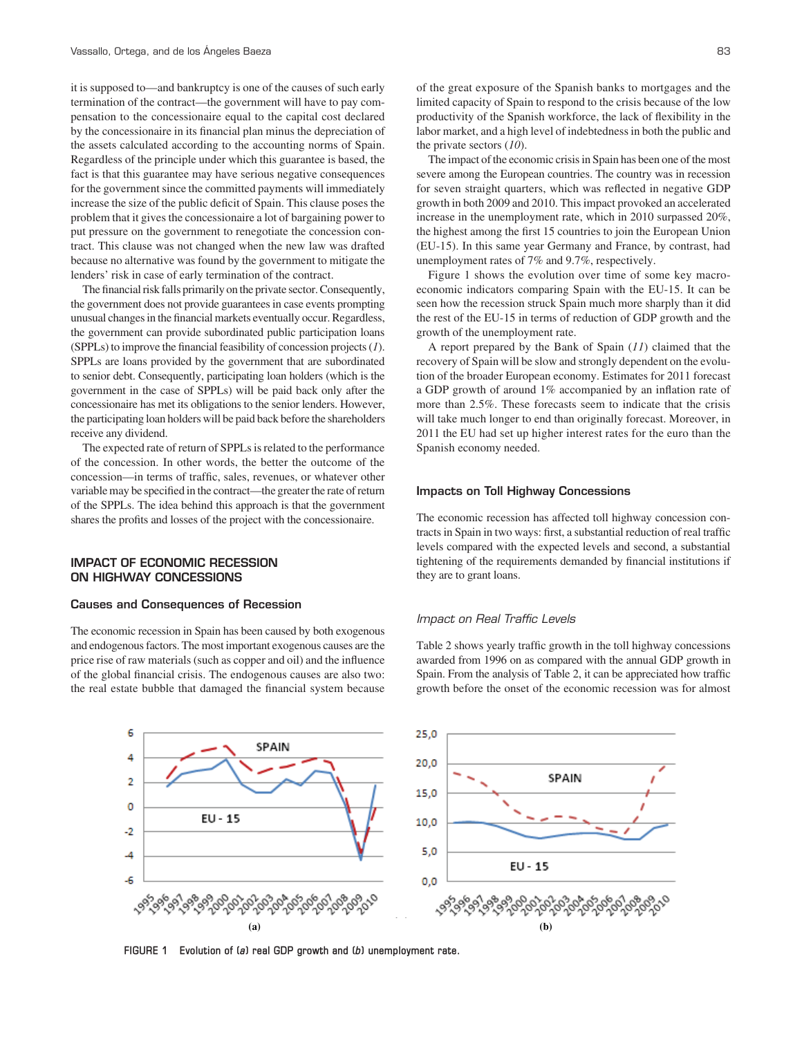it is supposed to—and bankruptcy is one of the causes of such early termination of the contract—the government will have to pay compensation to the concessionaire equal to the capital cost declared by the concessionaire in its financial plan minus the depreciation of the assets calculated according to the accounting norms of Spain. Regardless of the principle under which this guarantee is based, the fact is that this guarantee may have serious negative consequences for the government since the committed payments will immediately increase the size of the public deficit of Spain. This clause poses the problem that it gives the concessionaire a lot of bargaining power to put pressure on the government to renegotiate the concession contract. This clause was not changed when the new law was drafted because no alternative was found by the government to mitigate the lenders' risk in case of early termination of the contract.

The financial risk falls primarily on the private sector. Consequently, the government does not provide guarantees in case events prompting unusual changes in the financial markets eventually occur. Regardless, the government can provide subordinated public participation loans (SPPLs) to improve the financial feasibility of concession projects (*1*). SPPLs are loans provided by the government that are subordinated to senior debt. Consequently, participating loan holders (which is the government in the case of SPPLs) will be paid back only after the concessionaire has met its obligations to the senior lenders. However, the participating loan holders will be paid back before the shareholders receive any dividend.

The expected rate of return of SPPLs is related to the performance of the concession. In other words, the better the outcome of the concession—in terms of traffic, sales, revenues, or whatever other variable may be specified in the contract—the greater the rate of return of the SPPLs. The idea behind this approach is that the government shares the profits and losses of the project with the concessionaire.

## IMPACT OF ECONOMIC RECESSION ON HIGHWAY CONCESSIONS

### Causes and Consequences of Recession

The economic recession in Spain has been caused by both exogenous and endogenous factors. The most important exogenous causes are the price rise of raw materials (such as copper and oil) and the influence of the global financial crisis. The endogenous causes are also two: the real estate bubble that damaged the financial system because of the great exposure of the Spanish banks to mortgages and the limited capacity of Spain to respond to the crisis because of the low productivity of the Spanish workforce, the lack of flexibility in the labor market, and a high level of indebtedness in both the public and the private sectors (*10*).

The impact of the economic crisis in Spain has been one of the most severe among the European countries. The country was in recession for seven straight quarters, which was reflected in negative GDP growth in both 2009 and 2010. This impact provoked an accelerated increase in the unemployment rate, which in 2010 surpassed 20%, the highest among the first 15 countries to join the European Union (EU-15). In this same year Germany and France, by contrast, had unemployment rates of 7% and 9.7%, respectively.

Figure 1 shows the evolution over time of some key macroeconomic indicators comparing Spain with the EU-15. It can be seen how the recession struck Spain much more sharply than it did the rest of the EU-15 in terms of reduction of GDP growth and the growth of the unemployment rate.

A report prepared by the Bank of Spain (*11*) claimed that the recovery of Spain will be slow and strongly dependent on the evolution of the broader European economy. Estimates for 2011 forecast a GDP growth of around 1% accompanied by an inflation rate of more than 2.5%. These forecasts seem to indicate that the crisis will take much longer to end than originally forecast. Moreover, in 2011 the EU had set up higher interest rates for the euro than the Spanish economy needed.

### Impacts on Toll Highway Concessions

The economic recession has affected toll highway concession contracts in Spain in two ways: first, a substantial reduction of real traffic levels compared with the expected levels and second, a substantial tightening of the requirements demanded by financial institutions if they are to grant loans.

#### *Impact on Real Traffic Levels*

Table 2 shows yearly traffic growth in the toll highway concessions awarded from 1996 on as compared with the annual GDP growth in Spain. From the analysis of Table 2, it can be appreciated how traffic growth before the onset of the economic recession was for almost

6
4
2
0
-2
-4
-6
SPAIN
EU - 15
1995 1996 1997 1998 1999 2000 2001 2002 2003 2004 2005 2006 2007 2008 2009 2010
(a)

25,0
20,0
15,0
10,0
5,0
0,0
SPAIN
EU - 15
1995 1996 1997 1998 1999 2000 2001 2002 2003 2004 2005 2006 2007 2008 2009 2010
(b)

FIGURE 1 Evolution of (*a*) real GDP growth and (*b*) unemployment rate.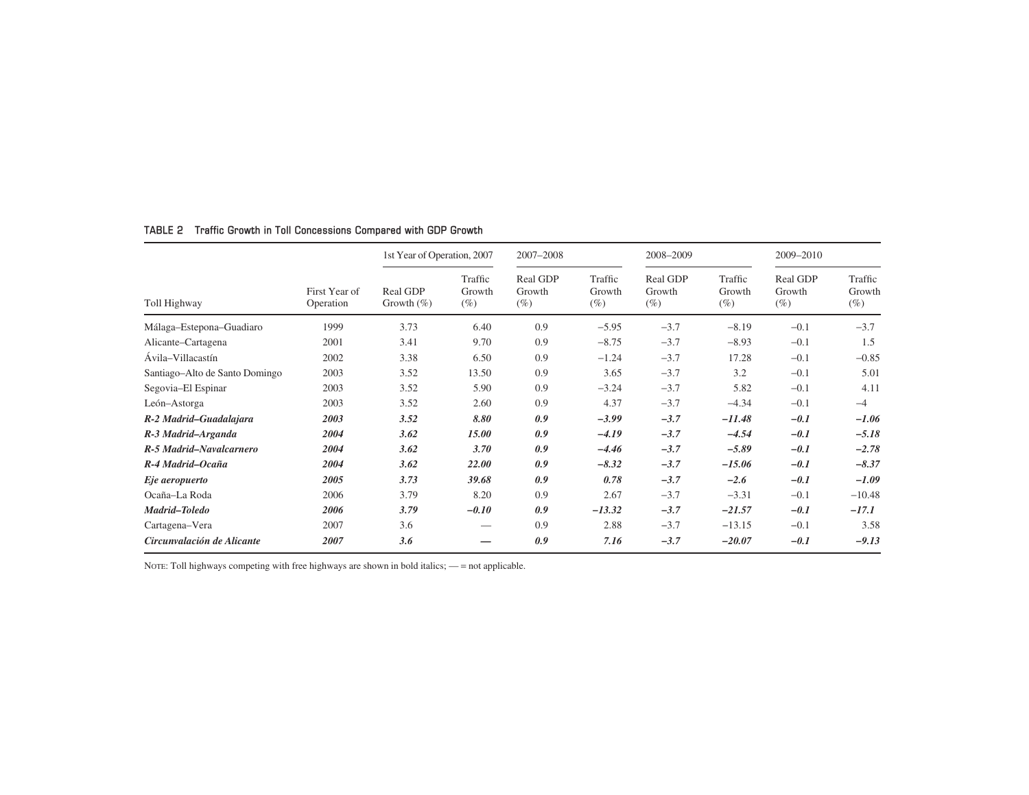**TABLE 2 Traffic Growth in Toll Concessions Compared with GDP Growth**

| Toll Highway | First Year of Operation | 1st Year of Operation, 2007 | | 2007–2008 | | 2008–2009 | | 2009–2010 | |
|---|---|---|---|---|---|---|---|---|---|
| | | Real GDP Growth (%) | Traffic Growth (%) | Real GDP Growth (%) | Traffic Growth (%) | Real GDP Growth (%) | Traffic Growth (%) | Real GDP Growth (%) | Traffic Growth (%) |
| Málaga–Estepona–Guadiaro | 1999 | 3.73 | 6.40 | 0.9 | −5.95 | −3.7 | −8.19 | −0.1 | −3.7 |
| Alicante–Cartagena | 2001 | 3.41 | 9.70 | 0.9 | −8.75 | −3.7 | −8.93 | −0.1 | 1.5 |
| Ávila–Villacastín | 2002 | 3.38 | 6.50 | 0.9 | −1.24 | −3.7 | 17.28 | −0.1 | −0.85 |
| Santiago–Alto de Santo Domingo | 2003 | 3.52 | 13.50 | 0.9 | 3.65 | −3.7 | 3.2 | −0.1 | 5.01 |
| Segovia–El Espinar | 2003 | 3.52 | 5.90 | 0.9 | −3.24 | −3.7 | 5.82 | −0.1 | 4.11 |
| León–Astorga | 2003 | 3.52 | 2.60 | 0.9 | 4.37 | −3.7 | −4.34 | −0.1 | −4 |
| ***R-2 Madrid–Guadalajara*** | ***2003*** | ***3.52*** | ***8.80*** | ***0.9*** | ***−3.99*** | ***−3.7*** | ***−11.48*** | ***−0.1*** | ***−1.06*** |
| ***R-3 Madrid–Arganda*** | ***2004*** | ***3.62*** | ***15.00*** | ***0.9*** | ***−4.19*** | ***−3.7*** | ***−4.54*** | ***−0.1*** | ***−5.18*** |
| ***R-5 Madrid–Navalcarnero*** | ***2004*** | ***3.62*** | ***3.70*** | ***0.9*** | ***−4.46*** | ***−3.7*** | ***−5.89*** | ***−0.1*** | ***−2.78*** |
| ***R-4 Madrid–Ocaña*** | ***2004*** | ***3.62*** | ***22.00*** | ***0.9*** | ***−8.32*** | ***−3.7*** | ***−15.06*** | ***−0.1*** | ***−8.37*** |
| ***Eje aeropuerto*** | ***2005*** | ***3.73*** | ***39.68*** | ***0.9*** | ***0.78*** | ***−3.7*** | ***−2.6*** | ***−0.1*** | ***−1.09*** |
| Ocaña–La Roda | 2006 | 3.79 | 8.20 | 0.9 | 2.67 | −3.7 | −3.31 | −0.1 | −10.48 |
| ***Madrid–Toledo*** | ***2006*** | ***3.79*** | ***−0.10*** | ***0.9*** | ***−13.32*** | ***−3.7*** | ***−21.57*** | ***−0.1*** | ***−17.1*** |
| Cartagena–Vera | 2007 | 3.6 | — | 0.9 | 2.88 | −3.7 | −13.15 | −0.1 | 3.58 |
| ***Circunvalación de Alicante*** | ***2007*** | ***3.6*** | ***—*** | ***0.9*** | ***7.16*** | ***−3.7*** | ***−20.07*** | ***−0.1*** | ***−9.13*** |

NOTE: Toll highways competing with free highways are shown in bold italics; — = not applicable.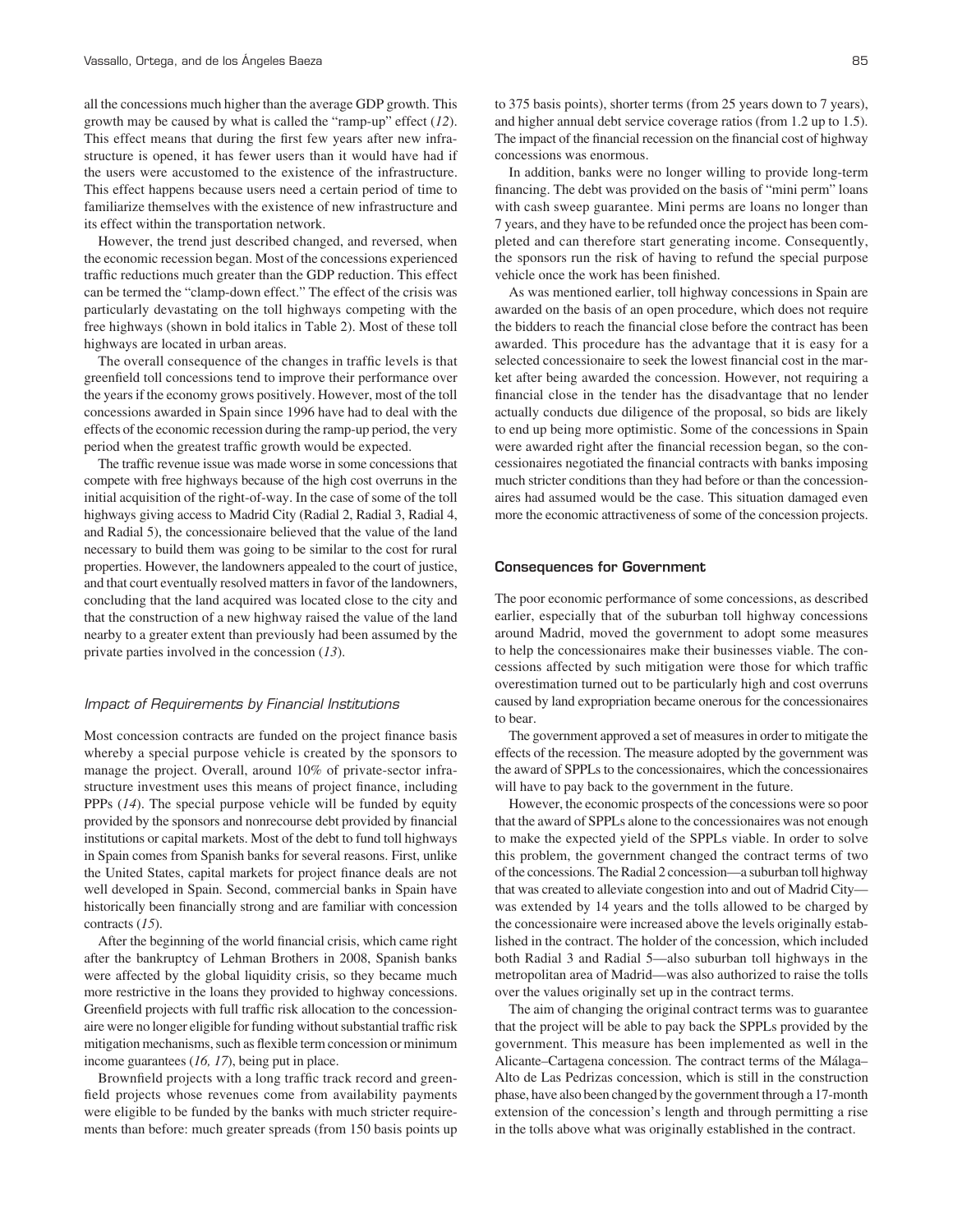all the concessions much higher than the average GDP growth. This growth may be caused by what is called the "ramp-up" effect (*12*). This effect means that during the first few years after new infrastructure is opened, it has fewer users than it would have had if the users were accustomed to the existence of the infrastructure. This effect happens because users need a certain period of time to familiarize themselves with the existence of new infrastructure and its effect within the transportation network.

However, the trend just described changed, and reversed, when the economic recession began. Most of the concessions experienced traffic reductions much greater than the GDP reduction. This effect can be termed the "clamp-down effect." The effect of the crisis was particularly devastating on the toll highways competing with the free highways (shown in bold italics in Table 2). Most of these toll highways are located in urban areas.

The overall consequence of the changes in traffic levels is that greenfield toll concessions tend to improve their performance over the years if the economy grows positively. However, most of the toll concessions awarded in Spain since 1996 have had to deal with the effects of the economic recession during the ramp-up period, the very period when the greatest traffic growth would be expected.

The traffic revenue issue was made worse in some concessions that compete with free highways because of the high cost overruns in the initial acquisition of the right-of-way. In the case of some of the toll highways giving access to Madrid City (Radial 2, Radial 3, Radial 4, and Radial 5), the concessionaire believed that the value of the land necessary to build them was going to be similar to the cost for rural properties. However, the landowners appealed to the court of justice, and that court eventually resolved matters in favor of the landowners, concluding that the land acquired was located close to the city and that the construction of a new highway raised the value of the land nearby to a greater extent than previously had been assumed by the private parties involved in the concession (*13*).

### *Impact of Requirements by Financial Institutions*

Most concession contracts are funded on the project finance basis whereby a special purpose vehicle is created by the sponsors to manage the project. Overall, around 10% of private-sector infrastructure investment uses this means of project finance, including PPPs (*14*). The special purpose vehicle will be funded by equity provided by the sponsors and nonrecourse debt provided by financial institutions or capital markets. Most of the debt to fund toll highways in Spain comes from Spanish banks for several reasons. First, unlike the United States, capital markets for project finance deals are not well developed in Spain. Second, commercial banks in Spain have historically been financially strong and are familiar with concession contracts (*15*).

After the beginning of the world financial crisis, which came right after the bankruptcy of Lehman Brothers in 2008, Spanish banks were affected by the global liquidity crisis, so they became much more restrictive in the loans they provided to highway concessions. Greenfield projects with full traffic risk allocation to the concessionaire were no longer eligible for funding without substantial traffic risk mitigation mechanisms, such as flexible term concession or minimum income guarantees (*16, 17*), being put in place.

Brownfield projects with a long traffic track record and greenfield projects whose revenues come from availability payments were eligible to be funded by the banks with much stricter requirements than before: much greater spreads (from 150 basis points up to 375 basis points), shorter terms (from 25 years down to 7 years), and higher annual debt service coverage ratios (from 1.2 up to 1.5). The impact of the financial recession on the financial cost of highway concessions was enormous.

In addition, banks were no longer willing to provide long-term financing. The debt was provided on the basis of "mini perm" loans with cash sweep guarantee. Mini perms are loans no longer than 7 years, and they have to be refunded once the project has been completed and can therefore start generating income. Consequently, the sponsors run the risk of having to refund the special purpose vehicle once the work has been finished.

As was mentioned earlier, toll highway concessions in Spain are awarded on the basis of an open procedure, which does not require the bidders to reach the financial close before the contract has been awarded. This procedure has the advantage that it is easy for a selected concessionaire to seek the lowest financial cost in the market after being awarded the concession. However, not requiring a financial close in the tender has the disadvantage that no lender actually conducts due diligence of the proposal, so bids are likely to end up being more optimistic. Some of the concessions in Spain were awarded right after the financial recession began, so the concessionaires negotiated the financial contracts with banks imposing much stricter conditions than they had before or than the concessionaires had assumed would be the case. This situation damaged even more the economic attractiveness of some of the concession projects.

## Consequences for Government

The poor economic performance of some concessions, as described earlier, especially that of the suburban toll highway concessions around Madrid, moved the government to adopt some measures to help the concessionaires make their businesses viable. The concessions affected by such mitigation were those for which traffic overestimation turned out to be particularly high and cost overruns caused by land expropriation became onerous for the concessionaires to bear.

The government approved a set of measures in order to mitigate the effects of the recession. The measure adopted by the government was the award of SPPLs to the concessionaires, which the concessionaires will have to pay back to the government in the future.

However, the economic prospects of the concessions were so poor that the award of SPPLs alone to the concessionaires was not enough to make the expected yield of the SPPLs viable. In order to solve this problem, the government changed the contract terms of two of the concessions. The Radial 2 concession—a suburban toll highway that was created to alleviate congestion into and out of Madrid City—was extended by 14 years and the tolls allowed to be charged by the concessionaire were increased above the levels originally established in the contract. The holder of the concession, which included both Radial 3 and Radial 5—also suburban toll highways in the metropolitan area of Madrid—was also authorized to raise the tolls over the values originally set up in the contract terms.

The aim of changing the original contract terms was to guarantee that the project will be able to pay back the SPPLs provided by the government. This measure has been implemented as well in the Alicante–Cartagena concession. The contract terms of the Málaga–Alto de Las Pedrizas concession, which is still in the construction phase, have also been changed by the government through a 17-month extension of the concession's length and through permitting a rise in the tolls above what was originally established in the contract.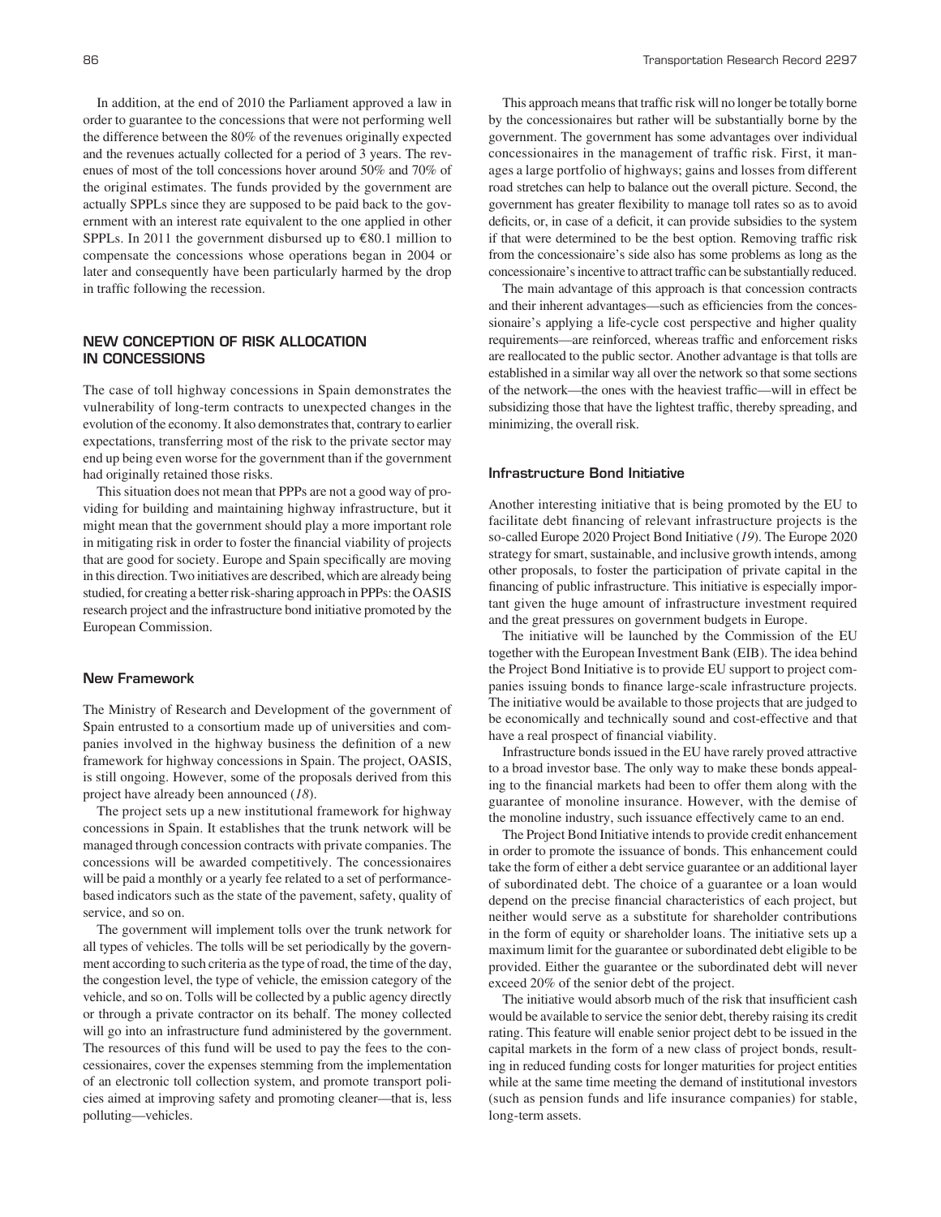In addition, at the end of 2010 the Parliament approved a law in order to guarantee to the concessions that were not performing well the difference between the 80% of the revenues originally expected and the revenues actually collected for a period of 3 years. The revenues of most of the toll concessions hover around 50% and 70% of the original estimates. The funds provided by the government are actually SPPLs since they are supposed to be paid back to the government with an interest rate equivalent to the one applied in other SPPLs. In 2011 the government disbursed up to €80.1 million to compensate the concessions whose operations began in 2004 or later and consequently have been particularly harmed by the drop in traffic following the recession.

## NEW CONCEPTION OF RISK ALLOCATION IN CONCESSIONS

The case of toll highway concessions in Spain demonstrates the vulnerability of long-term contracts to unexpected changes in the evolution of the economy. It also demonstrates that, contrary to earlier expectations, transferring most of the risk to the private sector may end up being even worse for the government than if the government had originally retained those risks.

This situation does not mean that PPPs are not a good way of providing for building and maintaining highway infrastructure, but it might mean that the government should play a more important role in mitigating risk in order to foster the financial viability of projects that are good for society. Europe and Spain specifically are moving in this direction. Two initiatives are described, which are already being studied, for creating a better risk-sharing approach in PPPs: the OASIS research project and the infrastructure bond initiative promoted by the European Commission.

### New Framework

The Ministry of Research and Development of the government of Spain entrusted to a consortium made up of universities and companies involved in the highway business the definition of a new framework for highway concessions in Spain. The project, OASIS, is still ongoing. However, some of the proposals derived from this project have already been announced (*18*).

The project sets up a new institutional framework for highway concessions in Spain. It establishes that the trunk network will be managed through concession contracts with private companies. The concessions will be awarded competitively. The concessionaires will be paid a monthly or a yearly fee related to a set of performance-based indicators such as the state of the pavement, safety, quality of service, and so on.

The government will implement tolls over the trunk network for all types of vehicles. The tolls will be set periodically by the government according to such criteria as the type of road, the time of the day, the congestion level, the type of vehicle, the emission category of the vehicle, and so on. Tolls will be collected by a public agency directly or through a private contractor on its behalf. The money collected will go into an infrastructure fund administered by the government. The resources of this fund will be used to pay the fees to the concessionaires, cover the expenses stemming from the implementation of an electronic toll collection system, and promote transport policies aimed at improving safety and promoting cleaner—that is, less polluting—vehicles.

This approach means that traffic risk will no longer be totally borne by the concessionaires but rather will be substantially borne by the government. The government has some advantages over individual concessionaires in the management of traffic risk. First, it manages a large portfolio of highways; gains and losses from different road stretches can help to balance out the overall picture. Second, the government has greater flexibility to manage toll rates so as to avoid deficits, or, in case of a deficit, it can provide subsidies to the system if that were determined to be the best option. Removing traffic risk from the concessionaire's side also has some problems as long as the concessionaire's incentive to attract traffic can be substantially reduced.

The main advantage of this approach is that concession contracts and their inherent advantages—such as efficiencies from the concessionaire's applying a life-cycle cost perspective and higher quality requirements—are reinforced, whereas traffic and enforcement risks are reallocated to the public sector. Another advantage is that tolls are established in a similar way all over the network so that some sections of the network—the ones with the heaviest traffic—will in effect be subsidizing those that have the lightest traffic, thereby spreading, and minimizing, the overall risk.

### Infrastructure Bond Initiative

Another interesting initiative that is being promoted by the EU to facilitate debt financing of relevant infrastructure projects is the so-called Europe 2020 Project Bond Initiative (*19*). The Europe 2020 strategy for smart, sustainable, and inclusive growth intends, among other proposals, to foster the participation of private capital in the financing of public infrastructure. This initiative is especially important given the huge amount of infrastructure investment required and the great pressures on government budgets in Europe.

The initiative will be launched by the Commission of the EU together with the European Investment Bank (EIB). The idea behind the Project Bond Initiative is to provide EU support to project companies issuing bonds to finance large-scale infrastructure projects. The initiative would be available to those projects that are judged to be economically and technically sound and cost-effective and that have a real prospect of financial viability.

Infrastructure bonds issued in the EU have rarely proved attractive to a broad investor base. The only way to make these bonds appealing to the financial markets had been to offer them along with the guarantee of monoline insurance. However, with the demise of the monoline industry, such issuance effectively came to an end.

The Project Bond Initiative intends to provide credit enhancement in order to promote the issuance of bonds. This enhancement could take the form of either a debt service guarantee or an additional layer of subordinated debt. The choice of a guarantee or a loan would depend on the precise financial characteristics of each project, but neither would serve as a substitute for shareholder contributions in the form of equity or shareholder loans. The initiative sets up a maximum limit for the guarantee or subordinated debt eligible to be provided. Either the guarantee or the subordinated debt will never exceed 20% of the senior debt of the project.

The initiative would absorb much of the risk that insufficient cash would be available to service the senior debt, thereby raising its credit rating. This feature will enable senior project debt to be issued in the capital markets in the form of a new class of project bonds, resulting in reduced funding costs for longer maturities for project entities while at the same time meeting the demand of institutional investors (such as pension funds and life insurance companies) for stable, long-term assets.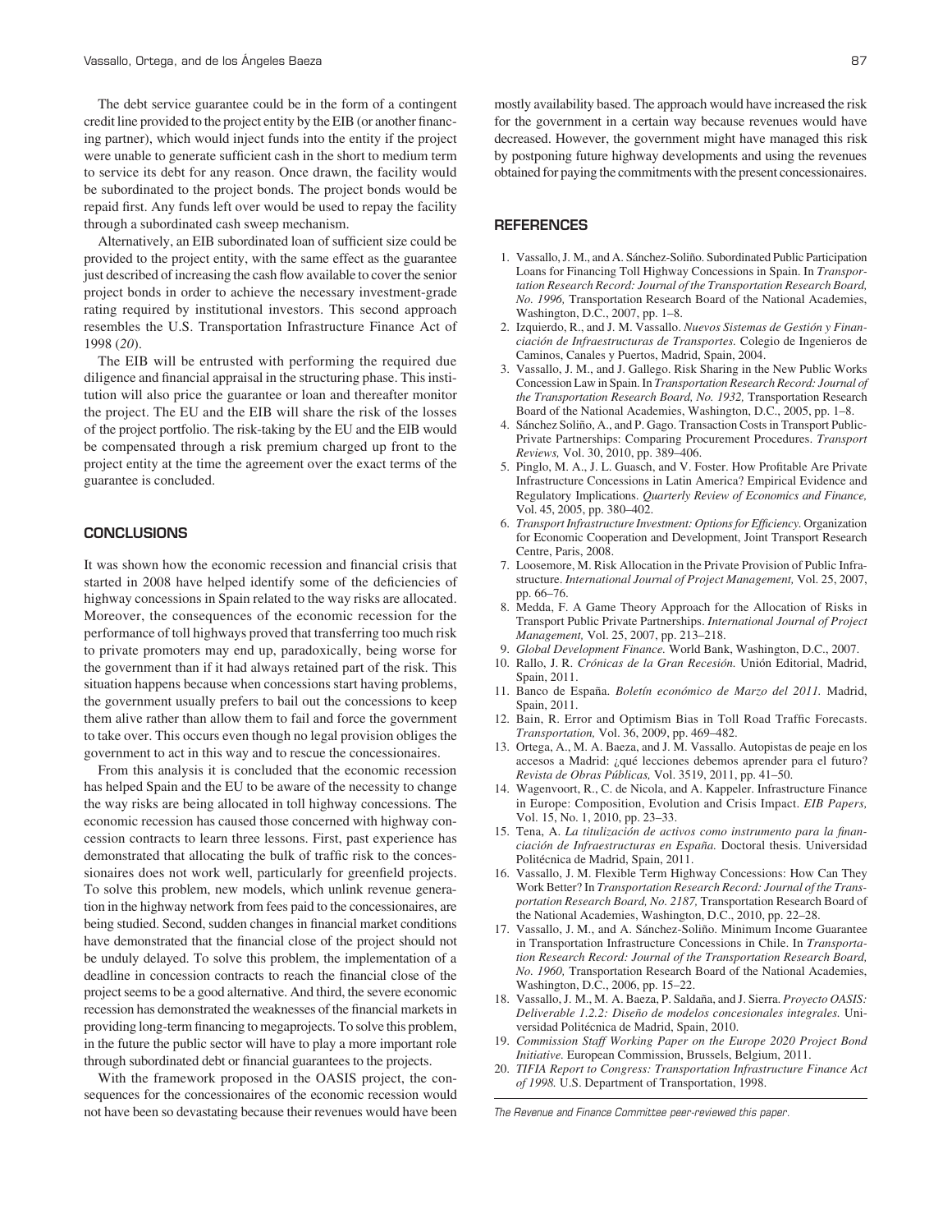The debt service guarantee could be in the form of a contingent credit line provided to the project entity by the EIB (or another financing partner), which would inject funds into the entity if the project were unable to generate sufficient cash in the short to medium term to service its debt for any reason. Once drawn, the facility would be subordinated to the project bonds. The project bonds would be repaid first. Any funds left over would be used to repay the facility through a subordinated cash sweep mechanism.

Alternatively, an EIB subordinated loan of sufficient size could be provided to the project entity, with the same effect as the guarantee just described of increasing the cash flow available to cover the senior project bonds in order to achieve the necessary investment-grade rating required by institutional investors. This second approach resembles the U.S. Transportation Infrastructure Finance Act of 1998 (*20*).

The EIB will be entrusted with performing the required due diligence and financial appraisal in the structuring phase. This institution will also price the guarantee or loan and thereafter monitor the project. The EU and the EIB will share the risk of the losses of the project portfolio. The risk-taking by the EU and the EIB would be compensated through a risk premium charged up front to the project entity at the time the agreement over the exact terms of the guarantee is concluded.

## CONCLUSIONS

It was shown how the economic recession and financial crisis that started in 2008 have helped identify some of the deficiencies of highway concessions in Spain related to the way risks are allocated. Moreover, the consequences of the economic recession for the performance of toll highways proved that transferring too much risk to private promoters may end up, paradoxically, being worse for the government than if it had always retained part of the risk. This situation happens because when concessions start having problems, the government usually prefers to bail out the concessions to keep them alive rather than allow them to fail and force the government to take over. This occurs even though no legal provision obliges the government to act in this way and to rescue the concessionaires.

From this analysis it is concluded that the economic recession has helped Spain and the EU to be aware of the necessity to change the way risks are being allocated in toll highway concessions. The economic recession has caused those concerned with highway concession contracts to learn three lessons. First, past experience has demonstrated that allocating the bulk of traffic risk to the concessionaires does not work well, particularly for greenfield projects. To solve this problem, new models, which unlink revenue generation in the highway network from fees paid to the concessionaires, are being studied. Second, sudden changes in financial market conditions have demonstrated that the financial close of the project should not be unduly delayed. To solve this problem, the implementation of a deadline in concession contracts to reach the financial close of the project seems to be a good alternative. And third, the severe economic recession has demonstrated the weaknesses of the financial markets in providing long-term financing to megaprojects. To solve this problem, in the future the public sector will have to play a more important role through subordinated debt or financial guarantees to the projects.

With the framework proposed in the OASIS project, the consequences for the concessionaires of the economic recession would not have been so devastating because their revenues would have been mostly availability based. The approach would have increased the risk for the government in a certain way because revenues would have decreased. However, the government might have managed this risk by postponing future highway developments and using the revenues obtained for paying the commitments with the present concessionaires.

## REFERENCES

1. Vassallo, J. M., and A. Sánchez-Soliño. Subordinated Public Participation Loans for Financing Toll Highway Concessions in Spain. In *Transportation Research Record: Journal of the Transportation Research Board, No. 1996,* Transportation Research Board of the National Academies, Washington, D.C., 2007, pp. 1–8.
2. Izquierdo, R., and J. M. Vassallo. *Nuevos Sistemas de Gestión y Financiación de Infraestructuras de Transportes.* Colegio de Ingenieros de Caminos, Canales y Puertos, Madrid, Spain, 2004.
3. Vassallo, J. M., and J. Gallego. Risk Sharing in the New Public Works Concession Law in Spain. In *Transportation Research Record: Journal of the Transportation Research Board, No. 1932,* Transportation Research Board of the National Academies, Washington, D.C., 2005, pp. 1–8.
4. Sánchez Soliño, A., and P. Gago. Transaction Costs in Transport Public-Private Partnerships: Comparing Procurement Procedures. *Transport Reviews,* Vol. 30, 2010, pp. 389–406.
5. Pinglo, M. A., J. L. Guasch, and V. Foster. How Profitable Are Private Infrastructure Concessions in Latin America? Empirical Evidence and Regulatory Implications. *Quarterly Review of Economics and Finance,* Vol. 45, 2005, pp. 380–402.
6. *Transport Infrastructure Investment: Options for Efficiency.* Organization for Economic Cooperation and Development, Joint Transport Research Centre, Paris, 2008.
7. Loosemore, M. Risk Allocation in the Private Provision of Public Infrastructure. *International Journal of Project Management,* Vol. 25, 2007, pp. 66–76.
8. Medda, F. A Game Theory Approach for the Allocation of Risks in Transport Public Private Partnerships. *International Journal of Project Management,* Vol. 25, 2007, pp. 213–218.
9. *Global Development Finance.* World Bank, Washington, D.C., 2007.
10. Rallo, J. R. *Crónicas de la Gran Recesión.* Unión Editorial, Madrid, Spain, 2011.
11. Banco de España. *Boletín económico de Marzo del 2011.* Madrid, Spain, 2011.
12. Bain, R. Error and Optimism Bias in Toll Road Traffic Forecasts. *Transportation,* Vol. 36, 2009, pp. 469–482.
13. Ortega, A., M. A. Baeza, and J. M. Vassallo. Autopistas de peaje en los accesos a Madrid: ¿qué lecciones debemos aprender para el futuro? *Revista de Obras Públicas,* Vol. 3519, 2011, pp. 41–50.
14. Wagenvoort, R., C. de Nicola, and A. Kappeler. Infrastructure Finance in Europe: Composition, Evolution and Crisis Impact. *EIB Papers,* Vol. 15, No. 1, 2010, pp. 23–33.
15. Tena, A. *La titulización de activos como instrumento para la financiación de Infraestructuras en España.* Doctoral thesis. Universidad Politécnica de Madrid, Spain, 2011.
16. Vassallo, J. M. Flexible Term Highway Concessions: How Can They Work Better? In *Transportation Research Record: Journal of the Transportation Research Board, No. 2187,* Transportation Research Board of the National Academies, Washington, D.C., 2010, pp. 22–28.
17. Vassallo, J. M., and A. Sánchez-Soliño. Minimum Income Guarantee in Transportation Infrastructure Concessions in Chile. In *Transportation Research Record: Journal of the Transportation Research Board, No. 1960,* Transportation Research Board of the National Academies, Washington, D.C., 2006, pp. 15–22.
18. Vassallo, J. M., M. A. Baeza, P. Saldaña, and J. Sierra. *Proyecto OASIS: Deliverable 1.2.2: Diseño de modelos concesionales integrales.* Universidad Politécnica de Madrid, Spain, 2010.
19. *Commission Staff Working Paper on the Europe 2020 Project Bond Initiative.* European Commission, Brussels, Belgium, 2011.
20. *TIFIA Report to Congress: Transportation Infrastructure Finance Act of 1998.* U.S. Department of Transportation, 1998.

*The Revenue and Finance Committee peer-reviewed this paper.*